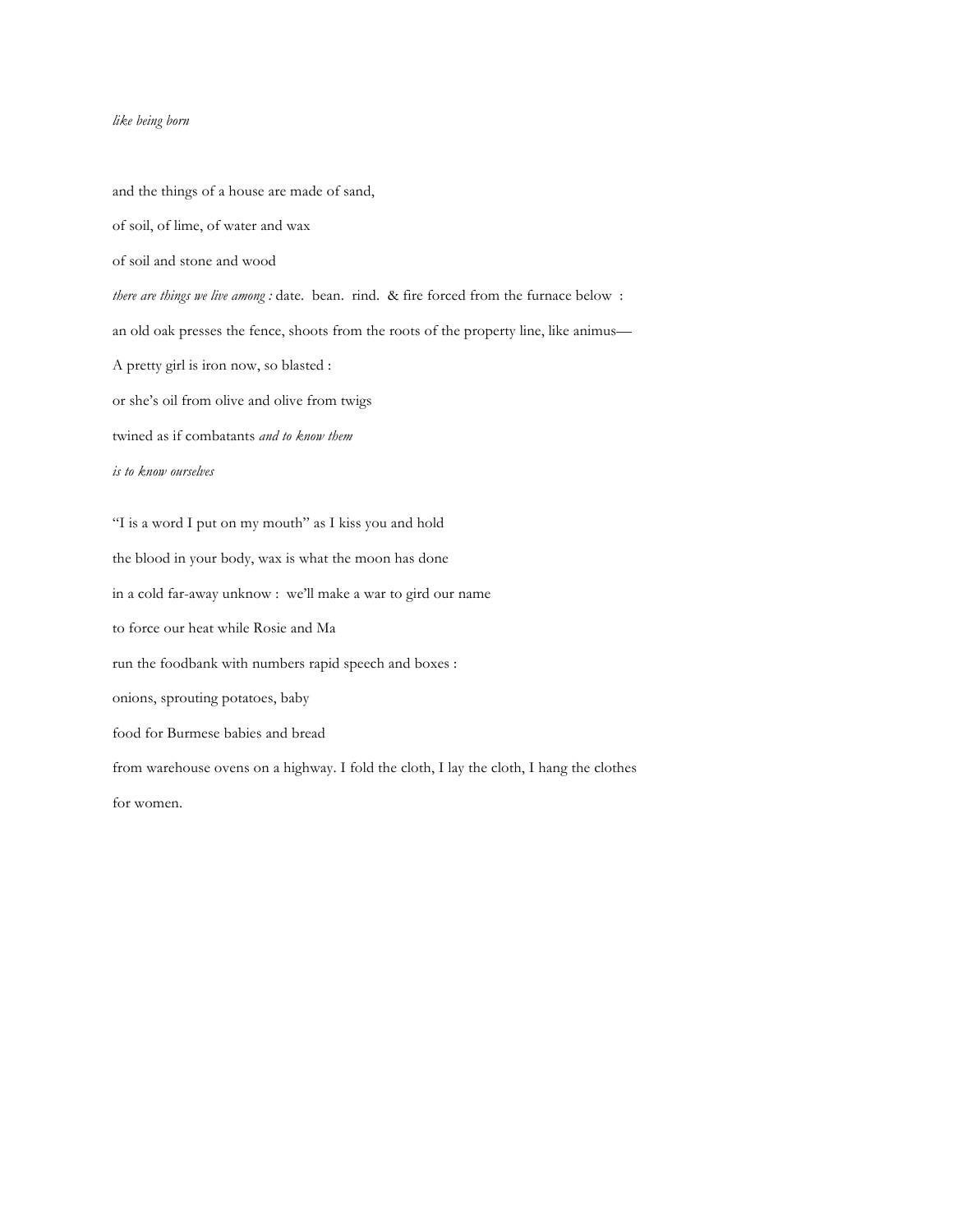*like being born*

and the things of a house are made of sand,

of soil, of lime, of water and wax

of soil and stone and wood

*there are things we live among :* date.  bean.  rind.  & fire forced from the furnace below  :

an old oak presses the fence, shoots from the roots of the property line, like animus—

A pretty girl is iron now, so blasted :

or she's oil from olive and olive from twigs

twined as if combatants *and to know them*

*is to know ourselves*

"I is a word I put on my mouth" as I kiss you and hold

the blood in your body, wax is what the moon has done

in a cold far-away unknow :  we'll make a war to gird our name

to force our heat while Rosie and Ma

run the foodbank with numbers rapid speech and boxes :

onions, sprouting potatoes, baby

food for Burmese babies and bread

from warehouse ovens on a highway. I fold the cloth, I lay the cloth, I hang the clothes

for women.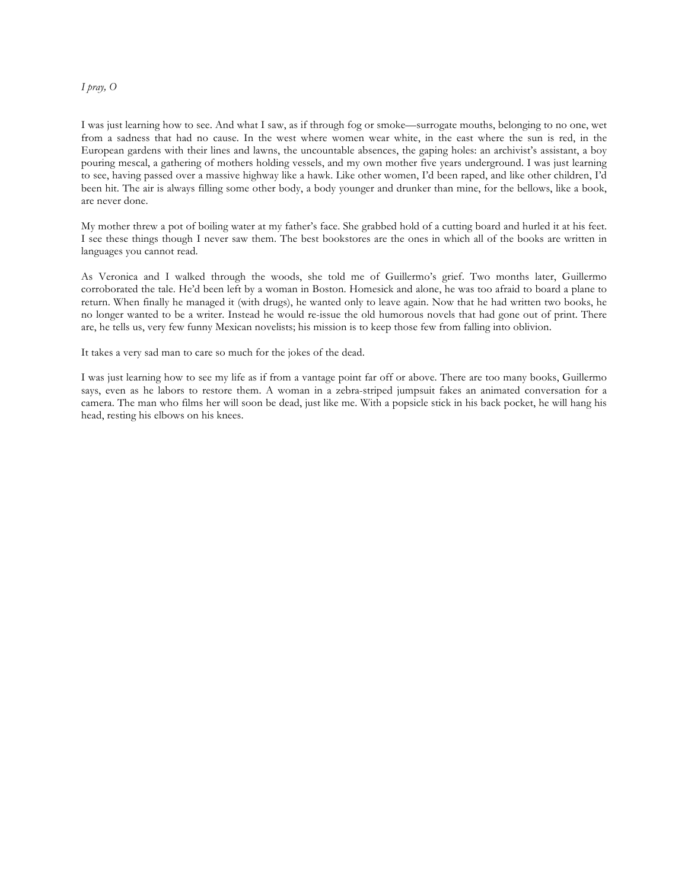*I pray, O*

I was just learning how to see. And what I saw, as if through fog or smoke—surrogate mouths, belonging to no one, wet from a sadness that had no cause. In the west where women wear white, in the east where the sun is red, in the European gardens with their lines and lawns, the uncountable absences, the gaping holes: an archivist's assistant, a boy pouring mescal, a gathering of mothers holding vessels, and my own mother five years underground. I was just learning to see, having passed over a massive highway like a hawk. Like other women, I'd been raped, and like other children, I'd been hit. The air is always filling some other body, a body younger and drunker than mine, for the bellows, like a book, are never done.

My mother threw a pot of boiling water at my father's face. She grabbed hold of a cutting board and hurled it at his feet. I see these things though I never saw them. The best bookstores are the ones in which all of the books are written in languages you cannot read.

As Veronica and I walked through the woods, she told me of Guillermo's grief. Two months later, Guillermo corroborated the tale. He'd been left by a woman in Boston. Homesick and alone, he was too afraid to board a plane to return. When finally he managed it (with drugs), he wanted only to leave again. Now that he had written two books, he no longer wanted to be a writer. Instead he would re-issue the old humorous novels that had gone out of print. There are, he tells us, very few funny Mexican novelists; his mission is to keep those few from falling into oblivion.

It takes a very sad man to care so much for the jokes of the dead.

I was just learning how to see my life as if from a vantage point far off or above. There are too many books, Guillermo says, even as he labors to restore them. A woman in a zebra-striped jumpsuit fakes an animated conversation for a camera. The man who films her will soon be dead, just like me. With a popsicle stick in his back pocket, he will hang his head, resting his elbows on his knees.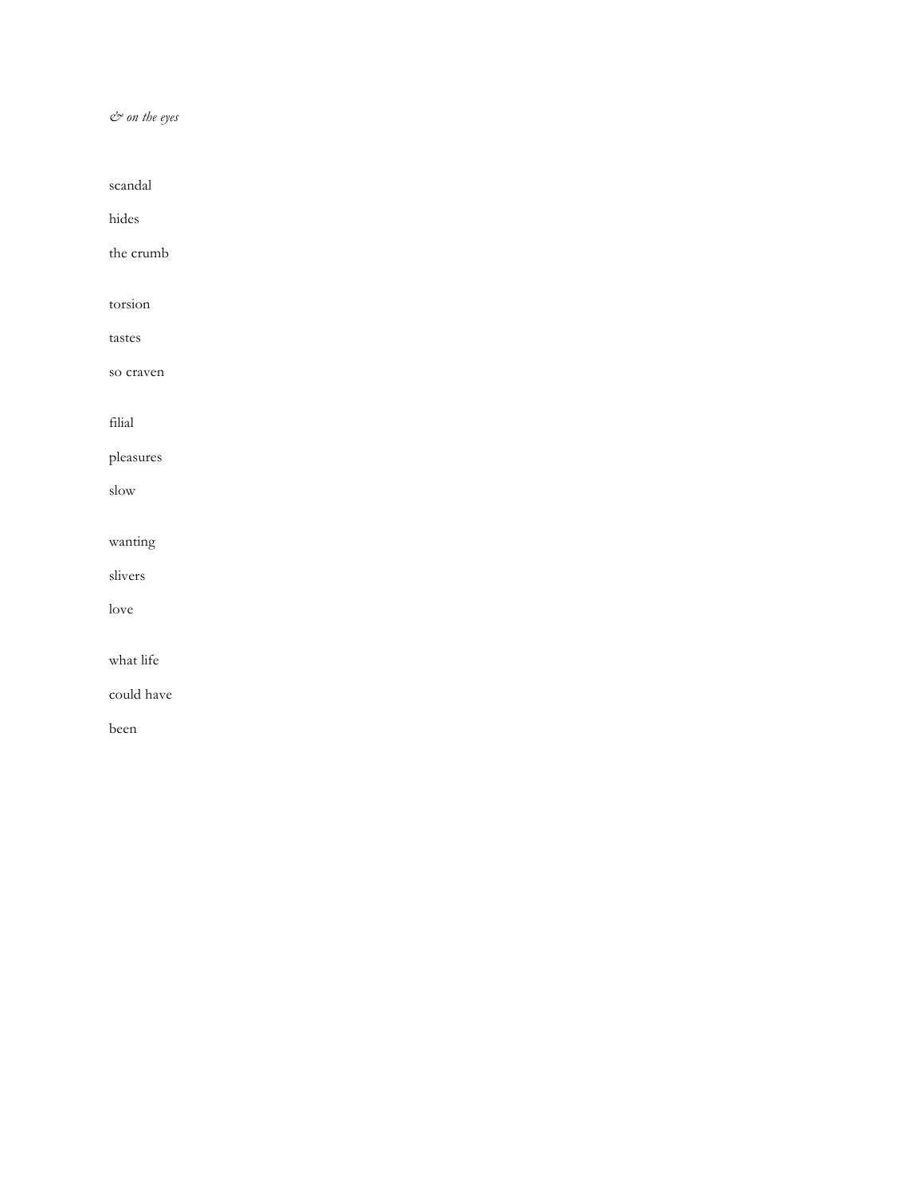*& on the eyes*

scandal

hides

the crumb

torsion

tastes

so craven

filial

pleasures

slow

wanting

slivers

love

what life

could have

been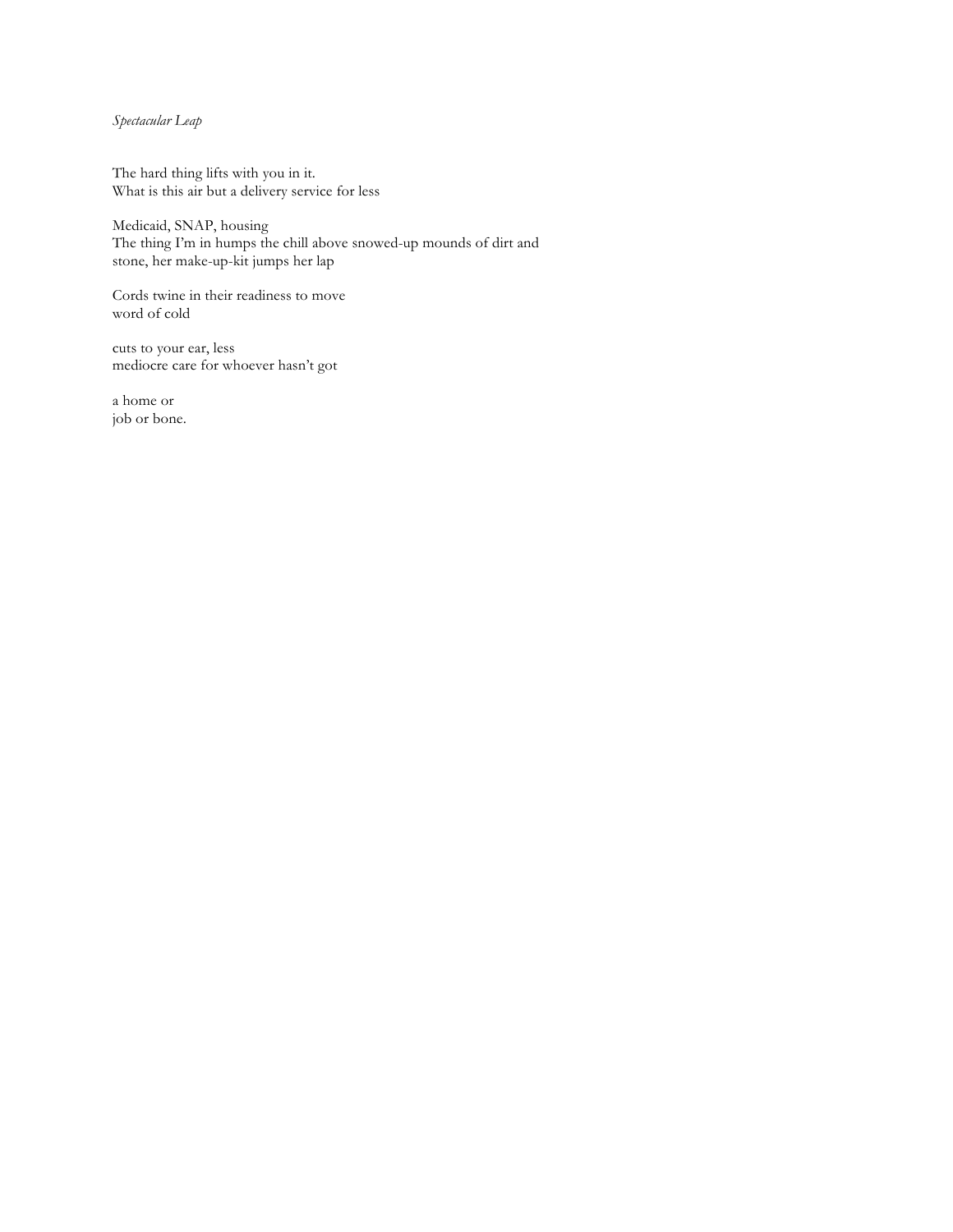*Spectacular Leap*

The hard thing lifts with you in it.
What is this air but a delivery service for less

Medicaid, SNAP, housing
The thing I'm in humps the chill above snowed-up mounds of dirt and
stone, her make-up-kit jumps her lap

Cords twine in their readiness to move
word of cold

cuts to your ear, less
mediocre care for whoever hasn't got

a home or
job or bone.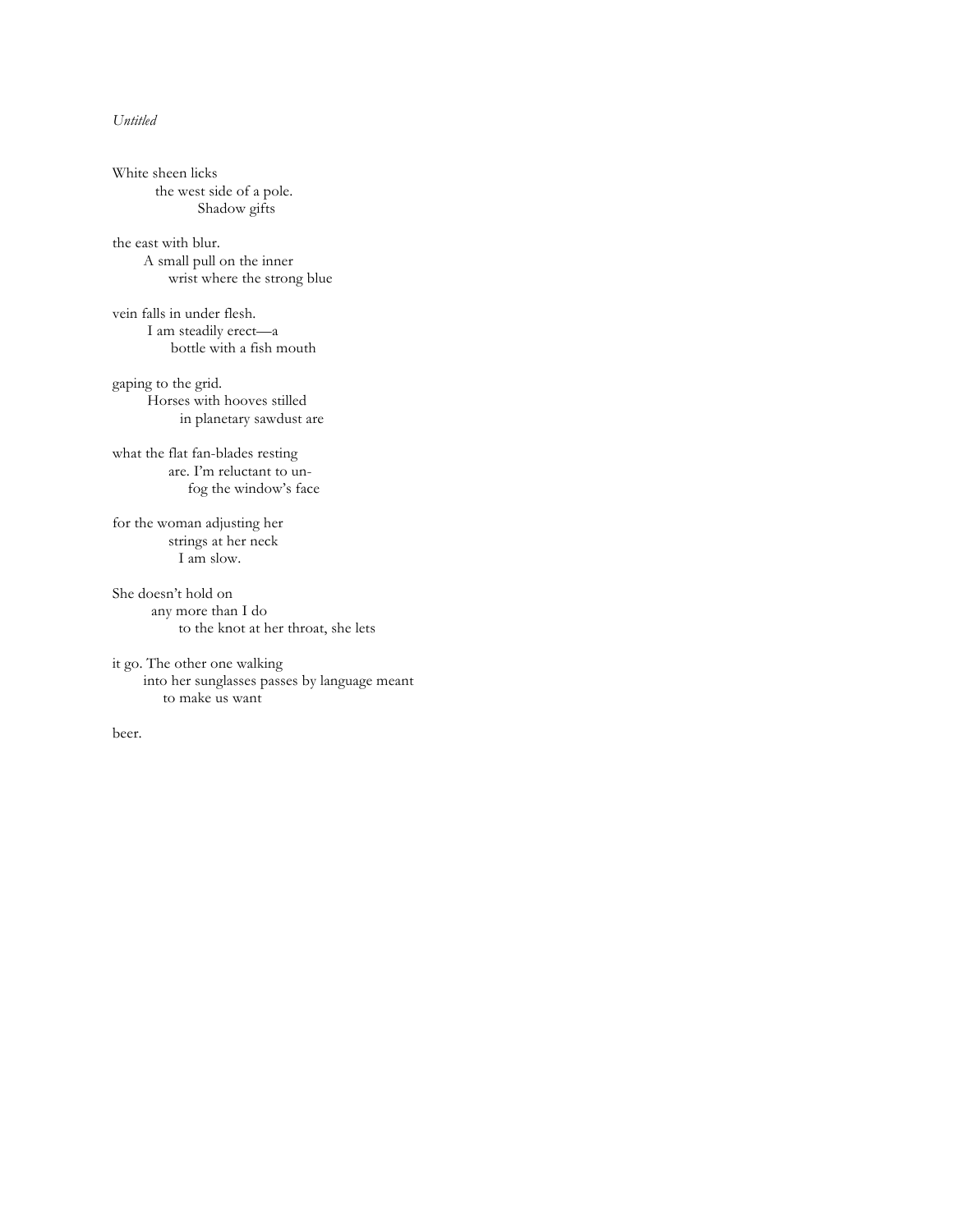*Untitled*

White sheen licks  
&nbsp;&nbsp;&nbsp;&nbsp;&nbsp;&nbsp;&nbsp;&nbsp;&nbsp;&nbsp;the west side of a pole.  
&nbsp;&nbsp;&nbsp;&nbsp;&nbsp;&nbsp;&nbsp;&nbsp;&nbsp;&nbsp;&nbsp;&nbsp;&nbsp;&nbsp;&nbsp;&nbsp;&nbsp;&nbsp;&nbsp;&nbsp;Shadow gifts

the east with blur.  
&nbsp;&nbsp;&nbsp;&nbsp;&nbsp;&nbsp;&nbsp;A small pull on the inner  
&nbsp;&nbsp;&nbsp;&nbsp;&nbsp;&nbsp;&nbsp;&nbsp;&nbsp;&nbsp;&nbsp;&nbsp;&nbsp;wrist where the strong blue

vein falls in under flesh.  
&nbsp;&nbsp;&nbsp;&nbsp;&nbsp;&nbsp;&nbsp;&nbsp;I am steadily erect—a  
&nbsp;&nbsp;&nbsp;&nbsp;&nbsp;&nbsp;&nbsp;&nbsp;&nbsp;&nbsp;&nbsp;&nbsp;&nbsp;&nbsp;bottle with a fish mouth

gaping to the grid.  
&nbsp;&nbsp;&nbsp;&nbsp;&nbsp;&nbsp;&nbsp;&nbsp;Horses with hooves stilled  
&nbsp;&nbsp;&nbsp;&nbsp;&nbsp;&nbsp;&nbsp;&nbsp;&nbsp;&nbsp;&nbsp;&nbsp;&nbsp;&nbsp;&nbsp;&nbsp;in planetary sawdust are

what the flat fan-blades resting  
&nbsp;&nbsp;&nbsp;&nbsp;&nbsp;&nbsp;&nbsp;&nbsp;&nbsp;&nbsp;&nbsp;&nbsp;&nbsp;are. I'm reluctant to un-  
&nbsp;&nbsp;&nbsp;&nbsp;&nbsp;&nbsp;&nbsp;&nbsp;&nbsp;&nbsp;&nbsp;&nbsp;&nbsp;&nbsp;&nbsp;&nbsp;&nbsp;&nbsp;fog the window's face

for the woman adjusting her  
&nbsp;&nbsp;&nbsp;&nbsp;&nbsp;&nbsp;&nbsp;&nbsp;&nbsp;&nbsp;&nbsp;&nbsp;&nbsp;strings at her neck  
&nbsp;&nbsp;&nbsp;&nbsp;&nbsp;&nbsp;&nbsp;&nbsp;&nbsp;&nbsp;&nbsp;&nbsp;&nbsp;&nbsp;&nbsp;&nbsp;I am slow.

She doesn't hold on  
&nbsp;&nbsp;&nbsp;&nbsp;&nbsp;&nbsp;&nbsp;&nbsp;&nbsp;any more than I do  
&nbsp;&nbsp;&nbsp;&nbsp;&nbsp;&nbsp;&nbsp;&nbsp;&nbsp;&nbsp;&nbsp;&nbsp;&nbsp;&nbsp;&nbsp;&nbsp;to the knot at her throat, she lets

it go. The other one walking  
&nbsp;&nbsp;&nbsp;&nbsp;&nbsp;&nbsp;&nbsp;into her sunglasses passes by language meant  
&nbsp;&nbsp;&nbsp;&nbsp;&nbsp;&nbsp;&nbsp;&nbsp;&nbsp;&nbsp;&nbsp;&nbsp;to make us want

beer.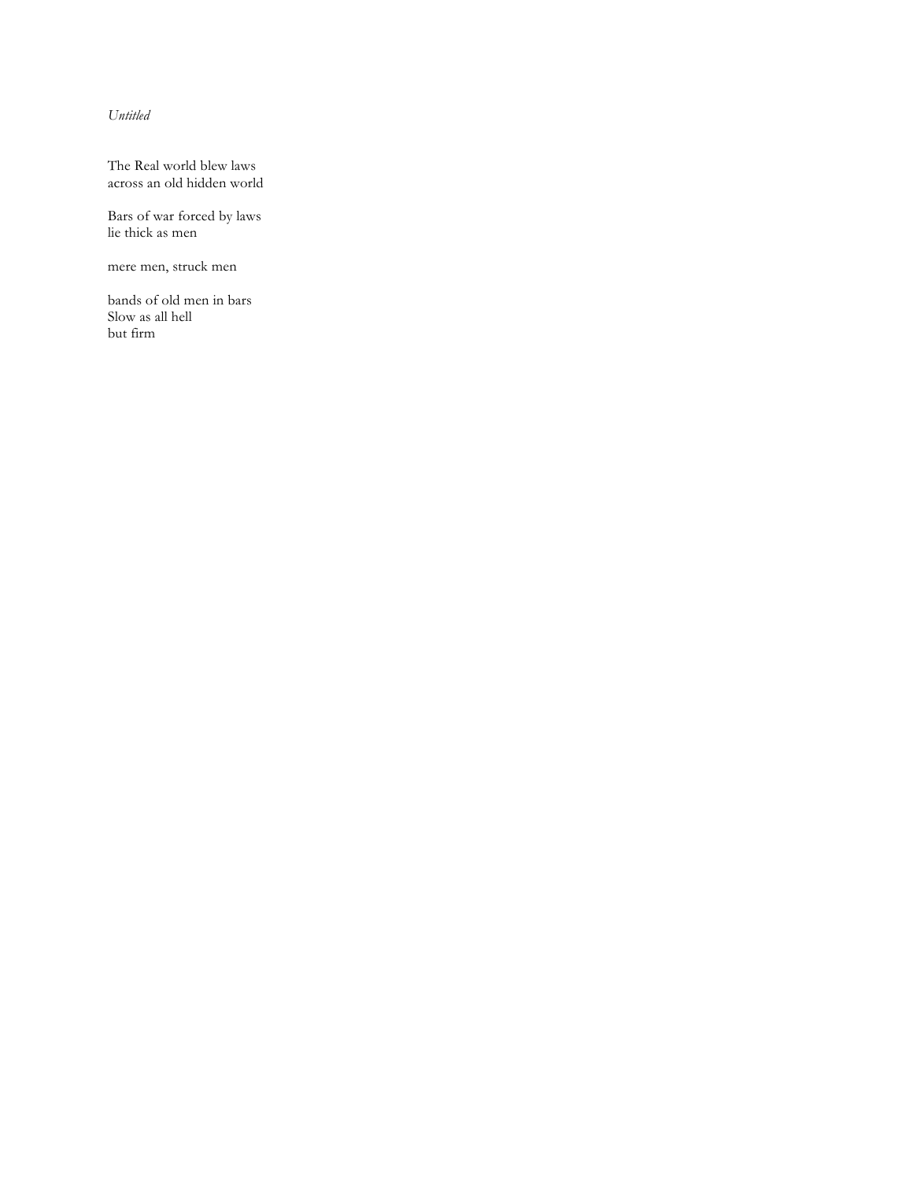*Untitled*

The Real world blew laws
across an old hidden world

Bars of war forced by laws
lie thick as men

mere men, struck men

bands of old men in bars
Slow as all hell
but firm